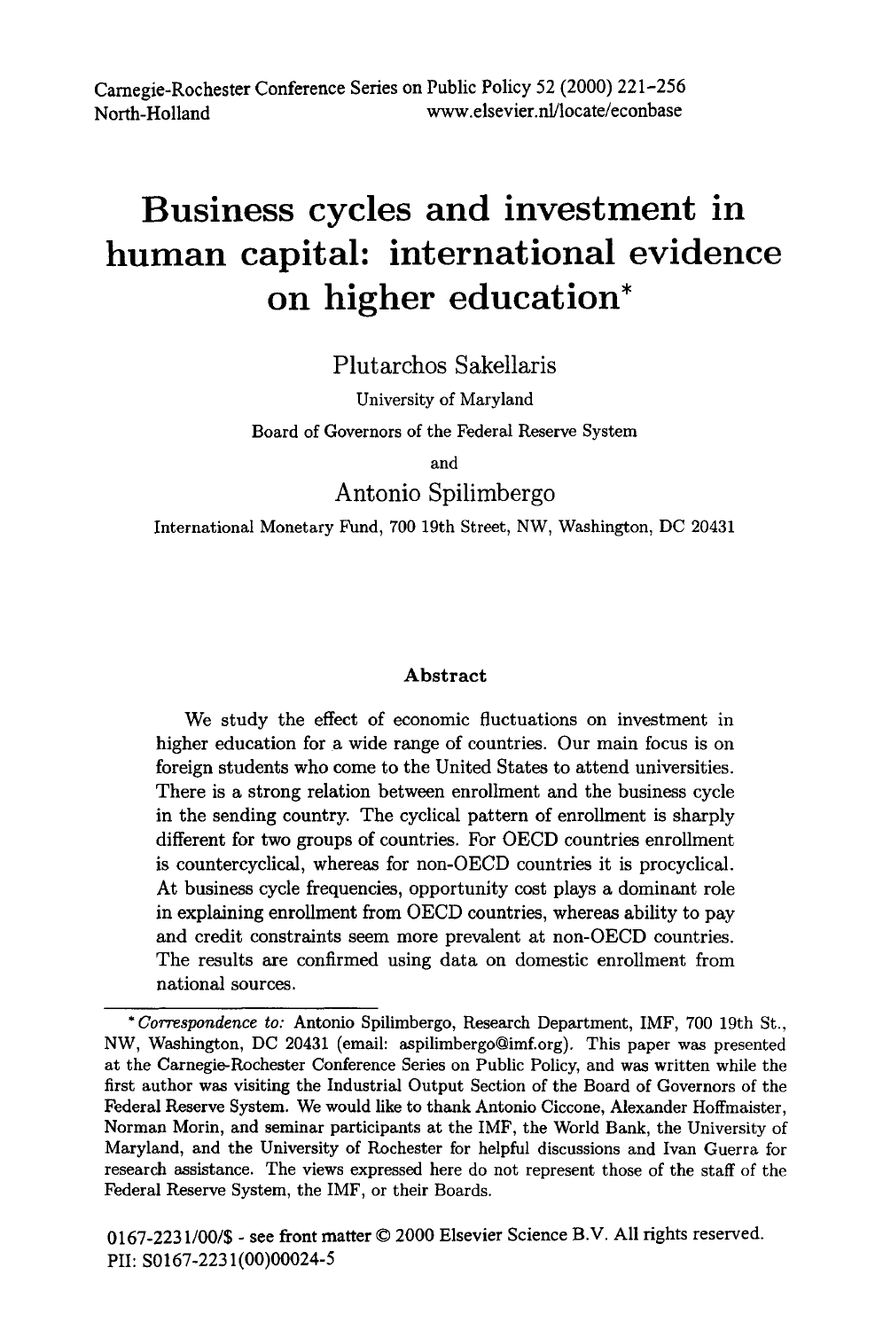# Business cycles and investment in human capital: international evidence on higher education*

Plutarchos Sakellaris

University of Maryland

Board of Governors of the Federal Reserve System

and

Antonio Spilimbergo

International Monetary Fund, 700 19th Street, NW, Washington, DC 20431

## Abstract

We study the effect of economic fluctuations on investment in higher education for a wide range of countries. Our main focus is on foreign students who come to the United States to attend universities. There is a strong relation between enrollment and the business cycle in the sending country. The cyclical pattern of enrollment is sharply different for two groups of countries. For OECD countries enrollment is countercyclical, whereas for non-OECD countries it is procyclical. At business cycle frequencies, opportunity cost plays a dominant role in explaining enrollment from OECD countries, whereas ability to pay and credit constraints seem more prevalent at non-OECD countries. The results are confirmed using data on domestic enrollment from national sources.

*\*Correspondence to:* Antonio Spilimbergo, Research Department, IMF, 700 19th St., NW, Washington, DC 20431 (email: aspilimbergo@imf.org). This paper was presented at the Carnegie-Rochester Conference Series on Public Policy, and was written while the first author was visiting the Industrial Output Section of the Board of Governors of the Federal Reserve System. We would like to thank Antonio Ciccone, Alexander Hoffmaister, Norman Morin, and seminar participants at the IMF, the World Bank, the University of Maryland, and the University of Rochester for helpful discussions and Ivan Guerra for research assistance. The views expressed here do not represent those of the staff of the Federal Reserve System, the IMF, or their Boards.

0167-2231/00/$ - see front matter © 2000 Elsevier Science B.V. All rights reserved.
PII: S0167-2231(00)00024-5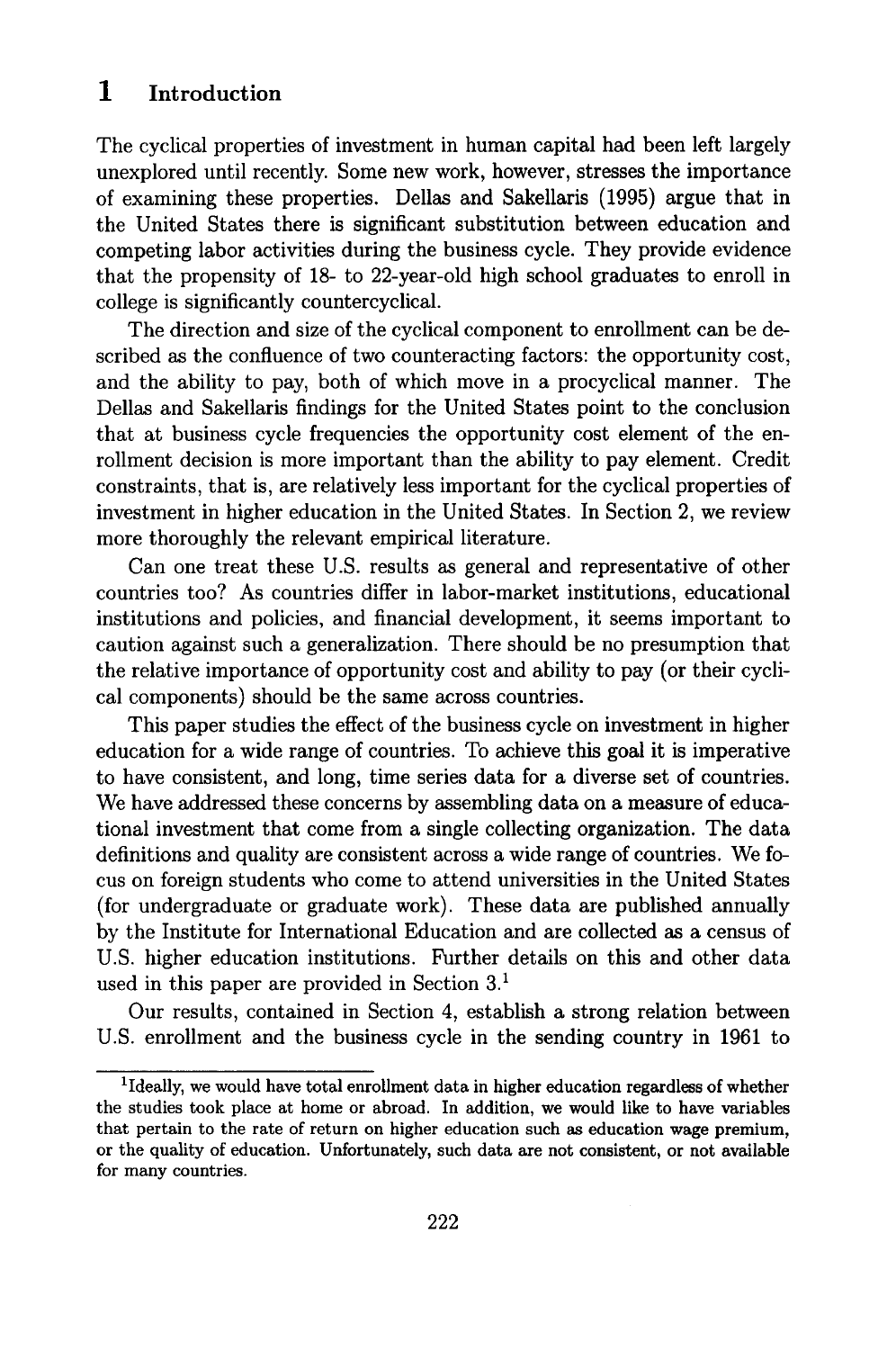# 1 Introduction

The cyclical properties of investment in human capital had been left largely unexplored until recently. Some new work, however, stresses the importance of examining these properties. Dellas and Sakellaris (1995) argue that in the United States there is significant substitution between education and competing labor activities during the business cycle. They provide evidence that the propensity of 18- to 22-year-old high school graduates to enroll in college is significantly countercyclical.

The direction and size of the cyclical component to enrollment can be described as the confluence of two counteracting factors: the opportunity cost, and the ability to pay, both of which move in a procyclical manner. The Dellas and Sakellaris findings for the United States point to the conclusion that at business cycle frequencies the opportunity cost element of the enrollment decision is more important than the ability to pay element. Credit constraints, that is, are relatively less important for the cyclical properties of investment in higher education in the United States. In Section 2, we review more thoroughly the relevant empirical literature.

Can one treat these U.S. results as general and representative of other countries too? As countries differ in labor-market institutions, educational institutions and policies, and financial development, it seems important to caution against such a generalization. There should be no presumption that the relative importance of opportunity cost and ability to pay (or their cyclical components) should be the same across countries.

This paper studies the effect of the business cycle on investment in higher education for a wide range of countries. To achieve this goal it is imperative to have consistent, and long, time series data for a diverse set of countries. We have addressed these concerns by assembling data on a measure of educational investment that come from a single collecting organization. The data definitions and quality are consistent across a wide range of countries. We focus on foreign students who come to attend universities in the United States (for undergraduate or graduate work). These data are published annually by the Institute for International Education and are collected as a census of U.S. higher education institutions. Further details on this and other data used in this paper are provided in Section 3.[1]

Our results, contained in Section 4, establish a strong relation between U.S. enrollment and the business cycle in the sending country in 1961 to

[1] Ideally, we would have total enrollment data in higher education regardless of whether the studies took place at home or abroad. In addition, we would like to have variables that pertain to the rate of return on higher education such as education wage premium, or the quality of education. Unfortunately, such data are not consistent, or not available for many countries.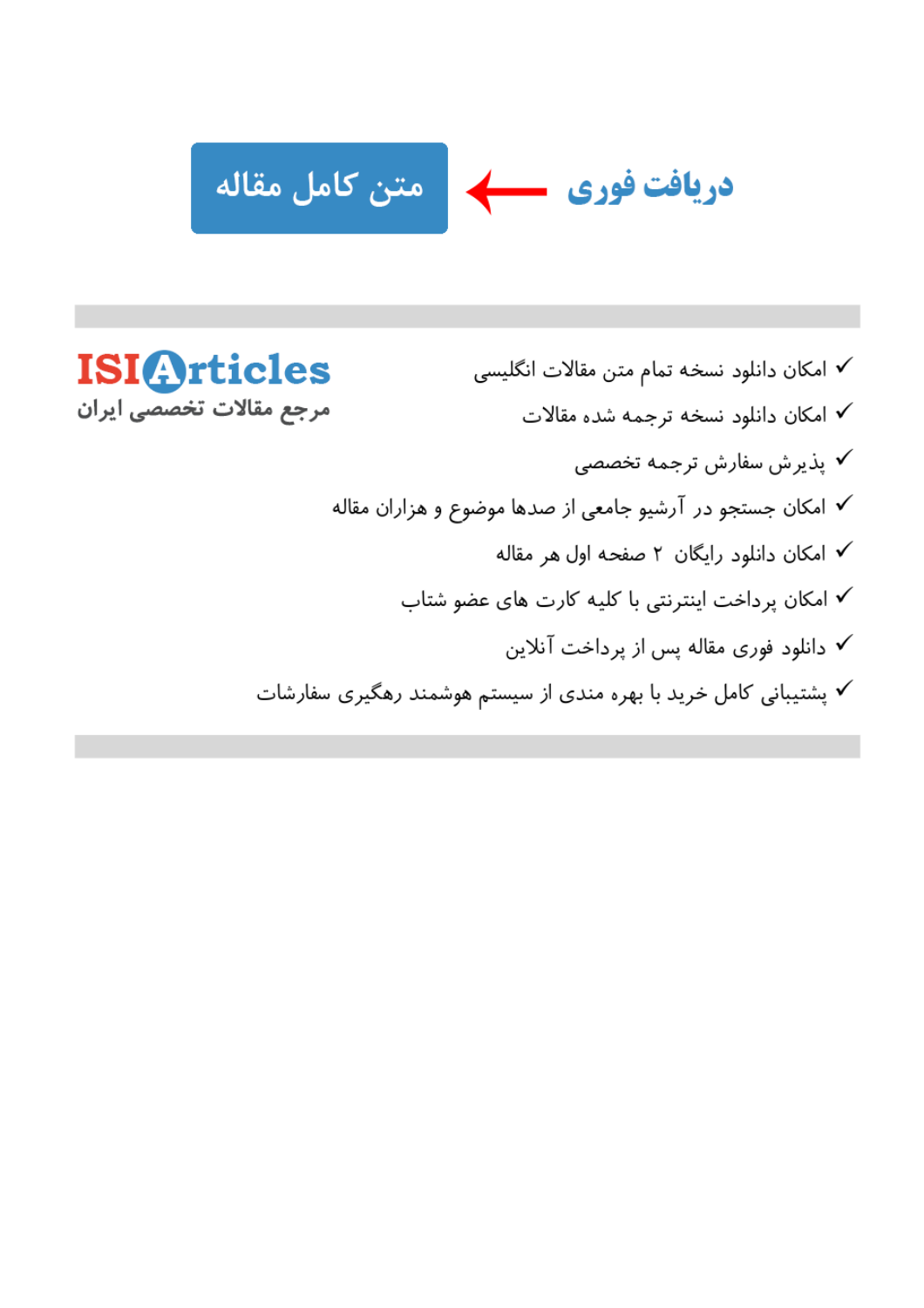دریافت فوری ← **متن کامل مقاله**

**ISIArticles**
مرجع مقالات تخصصی ایران

- ✓ امکان دانلود نسخه تمام متن مقالات انگلیسی
- ✓ امکان دانلود نسخه ترجمه شده مقالات
- ✓ پذیرش سفارش ترجمه تخصصی
- ✓ امکان جستجو در آرشیو جامعی از صدها موضوع و هزاران مقاله
- ✓ امکان دانلود رایگان ۲ صفحه اول هر مقاله
- ✓ امکان پرداخت اینترنتی با کلیه کارت های عضو شتاب
- ✓ دانلود فوری مقاله پس از پرداخت آنلاین
- ✓ پشتیبانی کامل خرید با بهره مندی از سیستم هوشمند رهگیری سفارشات